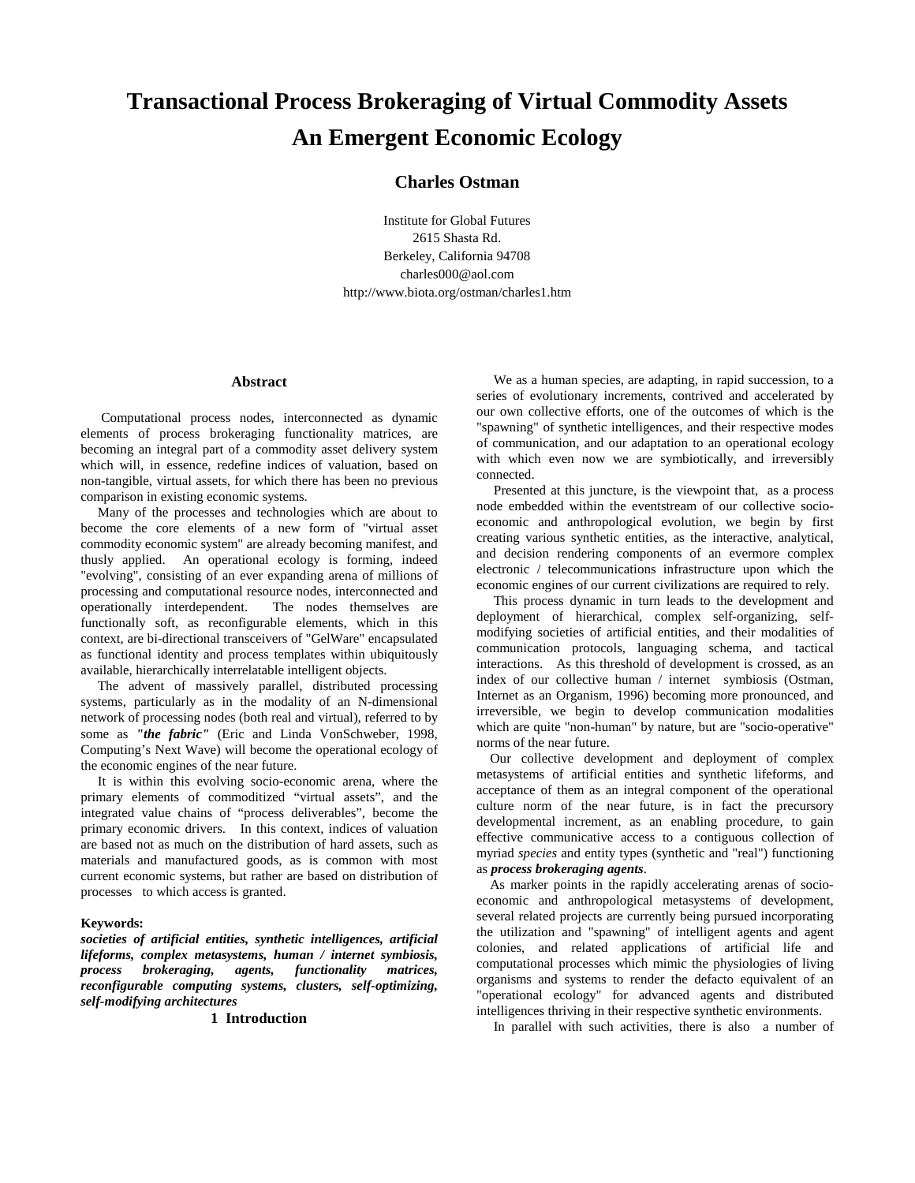# Transactional Process Brokeraging of Virtual Commodity Assets
# An Emergent Economic Ecology

**Charles Ostman**

Institute for Global Futures
2615 Shasta Rd.
Berkeley, California 94708
charles000@aol.com
http://www.biota.org/ostman/charles1.htm

## Abstract

Computational process nodes, interconnected as dynamic elements of process brokeraging functionality matrices, are becoming an integral part of a commodity asset delivery system which will, in essence, redefine indices of valuation, based on non-tangible, virtual assets, for which there has been no previous comparison in existing economic systems.

Many of the processes and technologies which are about to become the core elements of a new form of "virtual asset commodity economic system" are already becoming manifest, and thusly applied. An operational ecology is forming, indeed "evolving", consisting of an ever expanding arena of millions of processing and computational resource nodes, interconnected and operationally interdependent. The nodes themselves are functionally soft, as reconfigurable elements, which in this context, are bi-directional transceivers of "GelWare" encapsulated as functional identity and process templates within ubiquitously available, hierarchically interrelatable intelligent objects.

The advent of massively parallel, distributed processing systems, particularly as in the modality of an N-dimensional network of processing nodes (both real and virtual), referred to by some as ***"the fabric"*** (Eric and Linda VonSchweber, 1998, Computing's Next Wave) will become the operational ecology of the economic engines of the near future.

It is within this evolving socio-economic arena, where the primary elements of commoditized "virtual assets", and the integrated value chains of "process deliverables", become the primary economic drivers. In this context, indices of valuation are based not as much on the distribution of hard assets, such as materials and manufactured goods, as is common with most current economic systems, but rather are based on distribution of processes to which access is granted.

**Keywords:**
***societies of artificial entities, synthetic intelligences, artificial lifeforms, complex metasystems, human / internet symbiosis, process brokeraging, agents, functionality matrices, reconfigurable computing systems, clusters, self-optimizing, self-modifying architectures***

## 1 Introduction

We as a human species, are adapting, in rapid succession, to a series of evolutionary increments, contrived and accelerated by our own collective efforts, one of the outcomes of which is the "spawning" of synthetic intelligences, and their respective modes of communication, and our adaptation to an operational ecology with which even now we are symbiotically, and irreversibly connected.

Presented at this juncture, is the viewpoint that, as a process node embedded within the eventstream of our collective socio-economic and anthropological evolution, we begin by first creating various synthetic entities, as the interactive, analytical, and decision rendering components of an evermore complex electronic / telecommunications infrastructure upon which the economic engines of our current civilizations are required to rely.

This process dynamic in turn leads to the development and deployment of hierarchical, complex self-organizing, self-modifying societies of artificial entities, and their modalities of communication protocols, languaging schema, and tactical interactions. As this threshold of development is crossed, as an index of our collective human / internet symbiosis (Ostman, Internet as an Organism, 1996) becoming more pronounced, and irreversible, we begin to develop communication modalities which are quite "non-human" by nature, but are "socio-operative" norms of the near future.

Our collective development and deployment of complex metasystems of artificial entities and synthetic lifeforms, and acceptance of them as an integral component of the operational culture norm of the near future, is in fact the precursory developmental increment, as an enabling procedure, to gain effective communicative access to a contiguous collection of myriad *species* and entity types (synthetic and "real") functioning as ***process brokeraging agents***.

As marker points in the rapidly accelerating arenas of socio-economic and anthropological metasystems of development, several related projects are currently being pursued incorporating the utilization and "spawning" of intelligent agents and agent colonies, and related applications of artificial life and computational processes which mimic the physiologies of living organisms and systems to render the defacto equivalent of an "operational ecology" for advanced agents and distributed intelligences thriving in their respective synthetic environments.

In parallel with such activities, there is also a number of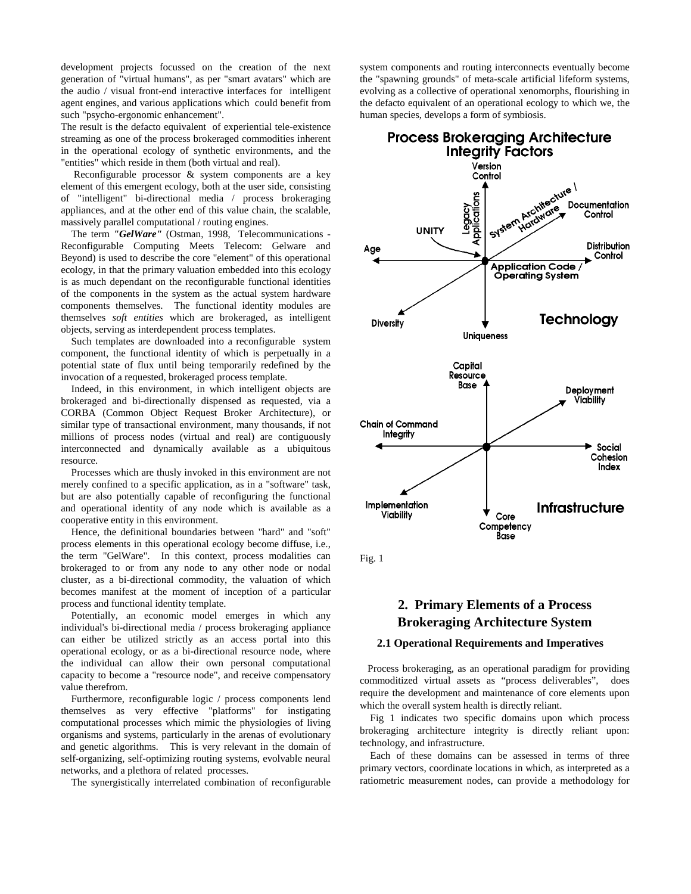development projects focussed on the creation of the next generation of "virtual humans", as per "smart avatars" which are the audio / visual front-end interactive interfaces for intelligent agent engines, and various applications which could benefit from such "psycho-ergonomic enhancement".

The result is the defacto equivalent of experiential tele-existence streaming as one of the process brokeraged commodities inherent in the operational ecology of synthetic environments, and the "entities" which reside in them (both virtual and real).

Reconfigurable processor & system components are a key element of this emergent ecology, both at the user side, consisting of "intelligent" bi-directional media / process brokeraging appliances, and at the other end of this value chain, the scalable, massively parallel computational / routing engines.

The term ***"GelWare"*** (Ostman, 1998, Telecommunications - Reconfigurable Computing Meets Telecom: Gelware and Beyond) is used to describe the core "element" of this operational ecology, in that the primary valuation embedded into this ecology is as much dependant on the reconfigurable functional identities of the components in the system as the actual system hardware components themselves. The functional identity modules are themselves *soft entities* which are brokeraged, as intelligent objects, serving as interdependent process templates.

Such templates are downloaded into a reconfigurable system component, the functional identity of which is perpetually in a potential state of flux until being temporarily redefined by the invocation of a requested, brokeraged process template.

Indeed, in this environment, in which intelligent objects are brokeraged and bi-directionally dispensed as requested, via a CORBA (Common Object Request Broker Architecture), or similar type of transactional environment, many thousands, if not millions of process nodes (virtual and real) are contiguously interconnected and dynamically available as a ubiquitous resource.

Processes which are thusly invoked in this environment are not merely confined to a specific application, as in a "software" task, but are also potentially capable of reconfiguring the functional and operational identity of any node which is available as a cooperative entity in this environment.

Hence, the definitional boundaries between "hard" and "soft" process elements in this operational ecology become diffuse, i.e., the term "GelWare". In this context, process modalities can brokeraged to or from any node to any other node or nodal cluster, as a bi-directional commodity, the valuation of which becomes manifest at the moment of inception of a particular process and functional identity template.

Potentially, an economic model emerges in which any individual's bi-directional media / process brokeraging appliance can either be utilized strictly as an access portal into this operational ecology, or as a bi-directional resource node, where the individual can allow their own personal computational capacity to become a "resource node", and receive compensatory value therefrom.

Furthermore, reconfigurable logic / process components lend themselves as very effective "platforms" for instigating computational processes which mimic the physiologies of living organisms and systems, particularly in the arenas of evolutionary and genetic algorithms. This is very relevant in the domain of self-organizing, self-optimizing routing systems, evolvable neural networks, and a plethora of related processes.

The synergistically interrelated combination of reconfigurable system components and routing interconnects eventually become the "spawning grounds" of meta-scale artificial lifeform systems, evolving as a collective of operational xenomorphs, flourishing in the defacto equivalent of an operational ecology to which we, the human species, develops a form of symbiosis.

**Process Brokeraging Architecture Integrity Factors**

Technology: Version Control, Uniqueness, Age, Distribution Control, Documentation Control, Diversity, Legacy Applications, System Architecture / Hardware, Application Code / Operating System, UNITY

Infrastructure: Capital Resource Base, Core Competency Base, Chain of Command Integrity, Social Cohesion Index, Deployment Viability, Implementation Viability

Fig. 1

## 2. Primary Elements of a Process Brokeraging Architecture System

### 2.1 Operational Requirements and Imperatives

Process brokeraging, as an operational paradigm for providing commoditized virtual assets as "process deliverables", does require the development and maintenance of core elements upon which the overall system health is directly reliant.

Fig 1 indicates two specific domains upon which process brokeraging architecture integrity is directly reliant upon: technology, and infrastructure.

Each of these domains can be assessed in terms of three primary vectors, coordinate locations in which, as interpreted as a ratiometric measurement nodes, can provide a methodology for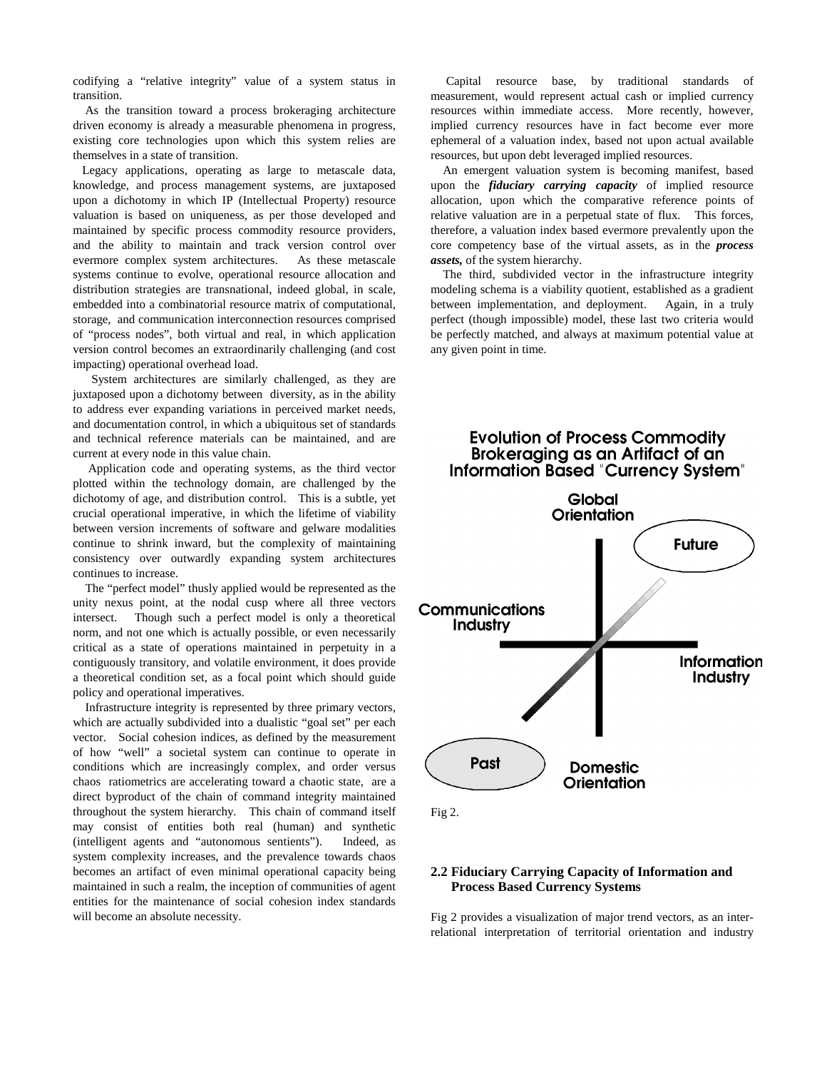codifying a "relative integrity" value of a system status in transition.

As the transition toward a process brokeraging architecture driven economy is already a measurable phenomena in progress, existing core technologies upon which this system relies are themselves in a state of transition.

Legacy applications, operating as large to metascale data, knowledge, and process management systems, are juxtaposed upon a dichotomy in which IP (Intellectual Property) resource valuation is based on uniqueness, as per those developed and maintained by specific process commodity resource providers, and the ability to maintain and track version control over evermore complex system architectures. As these metascale systems continue to evolve, operational resource allocation and distribution strategies are transnational, indeed global, in scale, embedded into a combinatorial resource matrix of computational, storage, and communication interconnection resources comprised of "process nodes", both virtual and real, in which application version control becomes an extraordinarily challenging (and cost impacting) operational overhead load.

System architectures are similarly challenged, as they are juxtaposed upon a dichotomy between diversity, as in the ability to address ever expanding variations in perceived market needs, and documentation control, in which a ubiquitous set of standards and technical reference materials can be maintained, and are current at every node in this value chain.

Application code and operating systems, as the third vector plotted within the technology domain, are challenged by the dichotomy of age, and distribution control. This is a subtle, yet crucial operational imperative, in which the lifetime of viability between version increments of software and gelware modalities continue to shrink inward, but the complexity of maintaining consistency over outwardly expanding system architectures continues to increase.

The "perfect model" thusly applied would be represented as the unity nexus point, at the nodal cusp where all three vectors intersect. Though such a perfect model is only a theoretical norm, and not one which is actually possible, or even necessarily critical as a state of operations maintained in perpetuity in a contiguously transitory, and volatile environment, it does provide a theoretical condition set, as a focal point which should guide policy and operational imperatives.

Infrastructure integrity is represented by three primary vectors, which are actually subdivided into a dualistic "goal set" per each vector. Social cohesion indices, as defined by the measurement of how "well" a societal system can continue to operate in conditions which are increasingly complex, and order versus chaos ratiometrics are accelerating toward a chaotic state, are a direct byproduct of the chain of command integrity maintained throughout the system hierarchy. This chain of command itself may consist of entities both real (human) and synthetic (intelligent agents and "autonomous sentients"). Indeed, as system complexity increases, and the prevalence towards chaos becomes an artifact of even minimal operational capacity being maintained in such a realm, the inception of communities of agent entities for the maintenance of social cohesion index standards will become an absolute necessity.

Capital resource base, by traditional standards of measurement, would represent actual cash or implied currency resources within immediate access. More recently, however, implied currency resources have in fact become ever more ephemeral of a valuation index, based not upon actual available resources, but upon debt leveraged implied resources.

An emergent valuation system is becoming manifest, based upon the ***fiduciary carrying capacity*** of implied resource allocation, upon which the comparative reference points of relative valuation are in a perpetual state of flux. This forces, therefore, a valuation index based evermore prevalently upon the core competency base of the virtual assets, as in the ***process assets,*** of the system hierarchy.

The third, subdivided vector in the infrastructure integrity modeling schema is a viability quotient, established as a gradient between implementation, and deployment. Again, in a truly perfect (though impossible) model, these last two criteria would be perfectly matched, and always at maximum potential value at any given point in time.

**Evolution of Process Commodity Brokeraging as an Artifact of an Information Based "Currency System"**

Global Orientation — Future — Communications Industry — Information Industry — Past — Domestic Orientation

Fig 2.

## 2.2 Fiduciary Carrying Capacity of Information and Process Based Currency Systems

Fig 2 provides a visualization of major trend vectors, as an inter-relational interpretation of territorial orientation and industry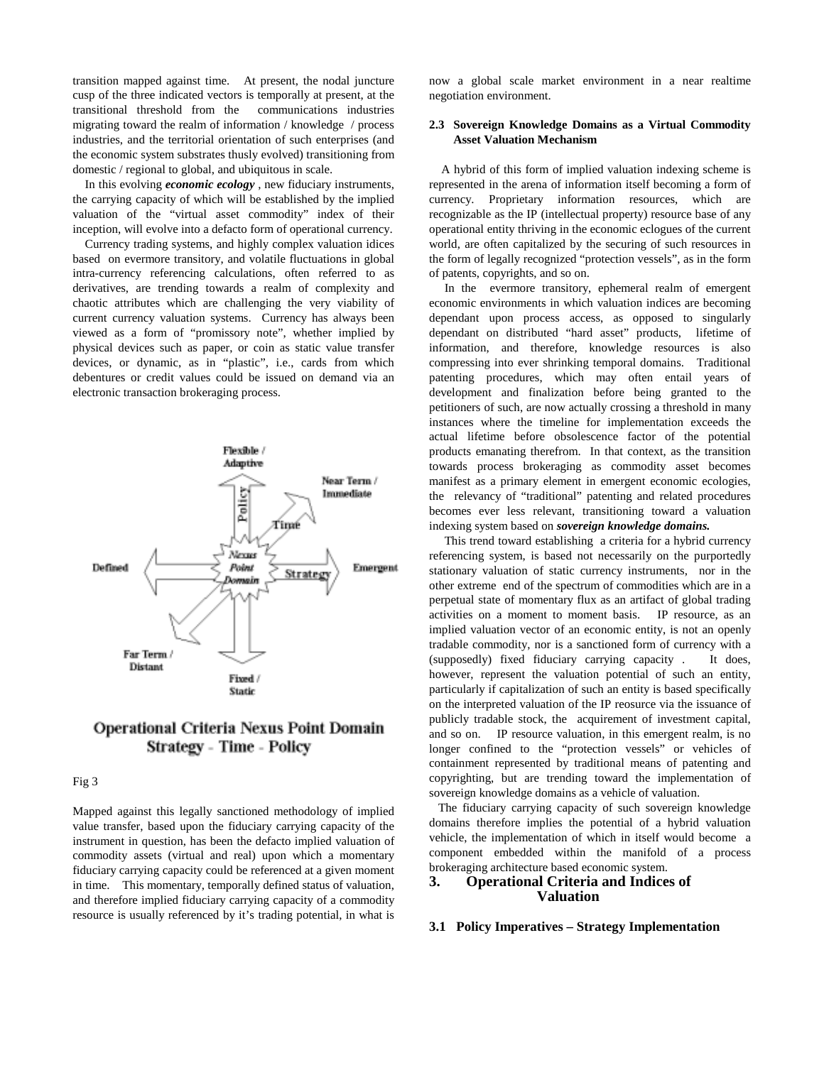transition mapped against time. At present, the nodal juncture cusp of the three indicated vectors is temporally at present, at the transitional threshold from the communications industries migrating toward the realm of information / knowledge / process industries, and the territorial orientation of such enterprises (and the economic system substrates thusly evolved) transitioning from domestic / regional to global, and ubiquitous in scale.

In this evolving ***economic ecology*** , new fiduciary instruments, the carrying capacity of which will be established by the implied valuation of the "virtual asset commodity" index of their inception, will evolve into a defacto form of operational currency.

Currency trading systems, and highly complex valuation idices based on evermore transitory, and volatile fluctuations in global intra-currency referencing calculations, often referred to as derivatives, are trending towards a realm of complexity and chaotic attributes which are challenging the very viability of current currency valuation systems. Currency has always been viewed as a form of "promissory note", whether implied by physical devices such as paper, or coin as static value transfer devices, or dynamic, as in "plastic", i.e., cards from which debentures or credit values could be issued on demand via an electronic transaction brokeraging process.

Operational Criteria Nexus Point Domain
Strategy - Time - Policy

Fig 3

Mapped against this legally sanctioned methodology of implied value transfer, based upon the fiduciary carrying capacity of the instrument in question, has been the defacto implied valuation of commodity assets (virtual and real) upon which a momentary fiduciary carrying capacity could be referenced at a given moment in time. This momentary, temporally defined status of valuation, and therefore implied fiduciary carrying capacity of a commodity resource is usually referenced by it's trading potential, in what is now a global scale market environment in a near realtime negotiation environment.

### 2.3 Sovereign Knowledge Domains as a Virtual Commodity Asset Valuation Mechanism

A hybrid of this form of implied valuation indexing scheme is represented in the arena of information itself becoming a form of currency. Proprietary information resources, which are recognizable as the IP (intellectual property) resource base of any operational entity thriving in the economic eclogues of the current world, are often capitalized by the securing of such resources in the form of legally recognized "protection vessels", as in the form of patents, copyrights, and so on.

In the evermore transitory, ephemeral realm of emergent economic environments in which valuation indices are becoming dependant upon process access, as opposed to singularly dependant on distributed "hard asset" products, lifetime of information, and therefore, knowledge resources is also compressing into ever shrinking temporal domains. Traditional patenting procedures, which may often entail years of development and finalization before being granted to the petitioners of such, are now actually crossing a threshold in many instances where the timeline for implementation exceeds the actual lifetime before obsolescence factor of the potential products emanating therefrom. In that context, as the transition towards process brokeraging as commodity asset becomes manifest as a primary element in emergent economic ecologies, the relevancy of "traditional" patenting and related procedures becomes ever less relevant, transitioning toward a valuation indexing system based on ***sovereign knowledge domains.***

This trend toward establishing a criteria for a hybrid currency referencing system, is based not necessarily on the purportedly stationary valuation of static currency instruments, nor in the other extreme end of the spectrum of commodities which are in a perpetual state of momentary flux as an artifact of global trading activities on a moment to moment basis. IP resource, as an implied valuation vector of an economic entity, is not an openly tradable commodity, nor is a sanctioned form of currency with a (supposedly) fixed fiduciary carrying capacity . It does, however, represent the valuation potential of such an entity, particularly if capitalization of such an entity is based specifically on the interpreted valuation of the IP reosurce via the issuance of publicly tradable stock, the acquirement of investment capital, and so on. IP resource valuation, in this emergent realm, is no longer confined to the "protection vessels" or vehicles of containment represented by traditional means of patenting and copyrighting, but are trending toward the implementation of sovereign knowledge domains as a vehicle of valuation.

The fiduciary carrying capacity of such sovereign knowledge domains therefore implies the potential of a hybrid valuation vehicle, the implementation of which in itself would become a component embedded within the manifold of a process brokeraging architecture based economic system.

## 3. Operational Criteria and Indices of Valuation

### 3.1 Policy Imperatives – Strategy Implementation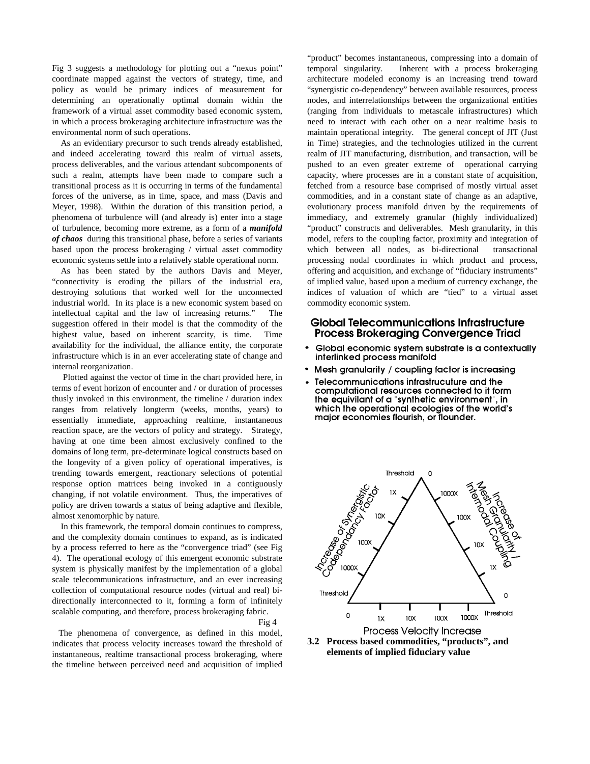Fig 3 suggests a methodology for plotting out a "nexus point" coordinate mapped against the vectors of strategy, time, and policy as would be primary indices of measurement for determining an operationally optimal domain within the framework of a virtual asset commodity based economic system, in which a process brokeraging architecture infrastructure was the environmental norm of such operations.

As an evidentiary precursor to such trends already established, and indeed accelerating toward this realm of virtual assets, process deliverables, and the various attendant subcomponents of such a realm, attempts have been made to compare such a transitional process as it is occurring in terms of the fundamental forces of the universe, as in time, space, and mass (Davis and Meyer, 1998). Within the duration of this transition period, a phenomena of turbulence will (and already is) enter into a stage of turbulence, becoming more extreme, as a form of a ***manifold of chaos*** during this transitional phase, before a series of variants based upon the process brokeraging / virtual asset commodity economic systems settle into a relatively stable operational norm.

As has been stated by the authors Davis and Meyer, "connectivity is eroding the pillars of the industrial era, destroying solutions that worked well for the unconnected industrial world. In its place is a new economic system based on intellectual capital and the law of increasing returns." The suggestion offered in their model is that the commodity of the highest value, based on inherent scarcity, is time. Time availability for the individual, the alliance entity, the corporate infrastructure which is in an ever accelerating state of change and internal reorganization.

Plotted against the vector of time in the chart provided here, in terms of event horizon of encounter and / or duration of processes thusly invoked in this environment, the timeline / duration index ranges from relatively longterm (weeks, months, years) to essentially immediate, approaching realtime, instantaneous reaction space, are the vectors of policy and strategy. Strategy, having at one time been almost exclusively confined to the domains of long term, pre-determinate logical constructs based on the longevity of a given policy of operational imperatives, is trending towards emergent, reactionary selections of potential response option matrices being invoked in a contiguously changing, if not volatile environment. Thus, the imperatives of policy are driven towards a status of being adaptive and flexible, almost xenomorphic by nature.

In this framework, the temporal domain continues to compress, and the complexity domain continues to expand, as is indicated by a process referred to here as the "convergence triad" (see Fig 4). The operational ecology of this emergent economic substrate system is physically manifest by the implementation of a global scale telecommunications infrastructure, and an ever increasing collection of computational resource nodes (virtual and real) bi-directionally interconnected to it, forming a form of infinitely scalable computing, and therefore, process brokeraging fabric.

Fig 4

The phenomena of convergence, as defined in this model, indicates that process velocity increases toward the threshold of instantaneous, realtime transactional process brokeraging, where the timeline between perceived need and acquisition of implied "product" becomes instantaneous, compressing into a domain of temporal singularity. Inherent with a process brokeraging architecture modeled economy is an increasing trend toward "synergistic co-dependency" between available resources, process nodes, and interrelationships between the organizational entities (ranging from individuals to metascale infrastructures) which need to interact with each other on a near realtime basis to maintain operational integrity. The general concept of JIT (Just in Time) strategies, and the technologies utilized in the current realm of JIT manufacturing, distribution, and transaction, will be pushed to an even greater extreme of operational carrying capacity, where processes are in a constant state of acquisition, fetched from a resource base comprised of mostly virtual asset commodities, and in a constant state of change as an adaptive, evolutionary process manifold driven by the requirements of immediacy, and extremely granular (highly individualized) "product" constructs and deliverables. Mesh granularity, in this model, refers to the coupling factor, proximity and integration of which between all nodes, as bi-directional transactional processing nodal coordinates in which product and process, offering and acquisition, and exchange of "fiduciary instruments" of implied value, based upon a medium of currency exchange, the indices of valuation of which are "tied" to a virtual asset commodity economic system.

**Global Telecommunications Infrastructure Process Brokeraging Convergence Triad**

- Global economic system substrate is a contextually interlinked process manifold
- Mesh granularity / coupling factor is increasing
- Telecommunications infrastrucuture and the computational resources connected to it form the equivilant of a "synthetic environment", in which the operational ecologies of the world's major economies flourish, or flounder.

Threshold 0 — Increase of Synergistic Codependancy Factor (1X, 10X, 100X, 1000X) — Increase of Mesh Granularity / Internodal Coupling (1000X, 100X, 10X, 1X) — Process Velocity Increase (1X, 10X, 100X, 1000X)

### 3.2 Process based commodities, "products", and elements of implied fiduciary value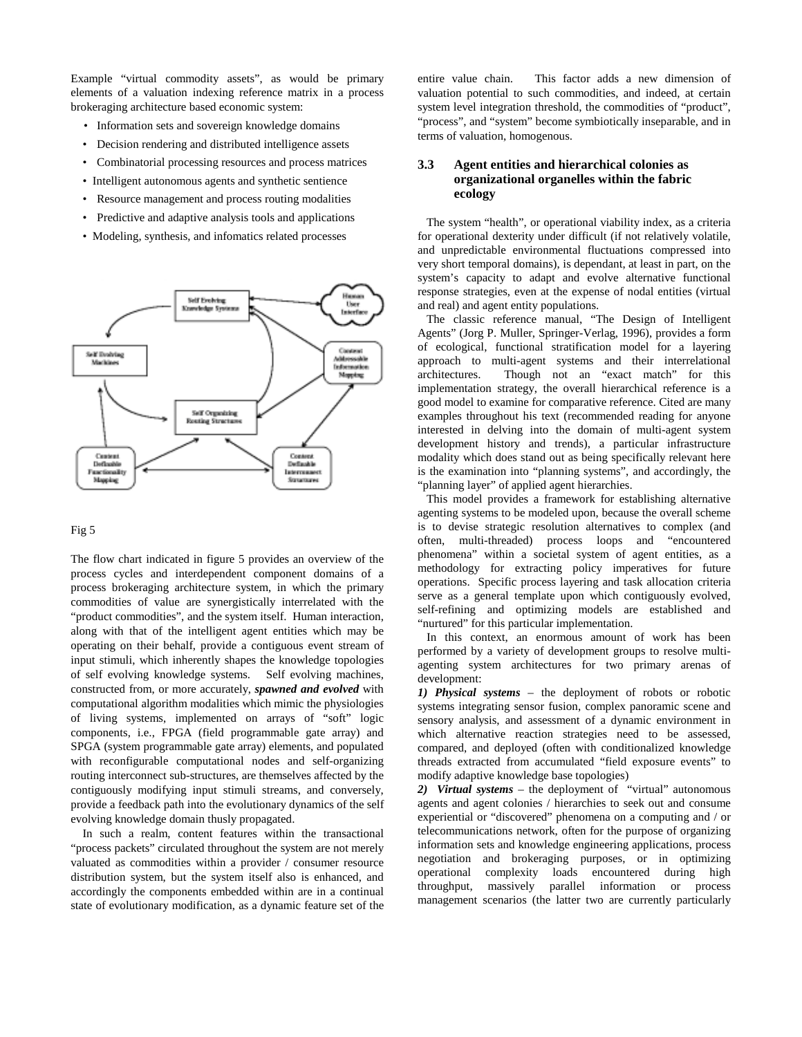Example "virtual commodity assets", as would be primary elements of a valuation indexing reference matrix in a process brokeraging architecture based economic system:

- Information sets and sovereign knowledge domains
- Decision rendering and distributed intelligence assets
- Combinatorial processing resources and process matrices
- Intelligent autonomous agents and synthetic sentience
- Resource management and process routing modalities
- Predictive and adaptive analysis tools and applications
- Modeling, synthesis, and infomatics related processes

Fig 5

The flow chart indicated in figure 5 provides an overview of the process cycles and interdependent component domains of a process brokeraging architecture system, in which the primary commodities of value are synergistically interrelated with the "product commodities", and the system itself. Human interaction, along with that of the intelligent agent entities which may be operating on their behalf, provide a contiguous event stream of input stimuli, which inherently shapes the knowledge topologies of self evolving knowledge systems. Self evolving machines, constructed from, or more accurately, ***spawned and evolved*** with computational algorithm modalities which mimic the physiologies of living systems, implemented on arrays of "soft" logic components, i.e., FPGA (field programmable gate array) and SPGA (system programmable gate array) elements, and populated with reconfigurable computational nodes and self-organizing routing interconnect sub-structures, are themselves affected by the contiguously modifying input stimuli streams, and conversely, provide a feedback path into the evolutionary dynamics of the self evolving knowledge domain thusly propagated.

In such a realm, content features within the transactional "process packets" circulated throughout the system are not merely valuated as commodities within a provider / consumer resource distribution system, but the system itself also is enhanced, and accordingly the components embedded within are in a continual state of evolutionary modification, as a dynamic feature set of the entire value chain. This factor adds a new dimension of valuation potential to such commodities, and indeed, at certain system level integration threshold, the commodities of "product", "process", and "system" become symbiotically inseparable, and in terms of valuation, homogenous.

### 3.3 Agent entities and hierarchical colonies as organizational organelles within the fabric ecology

The system "health", or operational viability index, as a criteria for operational dexterity under difficult (if not relatively volatile, and unpredictable environmental fluctuations compressed into very short temporal domains), is dependant, at least in part, on the system's capacity to adapt and evolve alternative functional response strategies, even at the expense of nodal entities (virtual and real) and agent entity populations.

The classic reference manual, "The Design of Intelligent Agents" (Jorg P. Muller, Springer-Verlag, 1996), provides a form of ecological, functional stratification model for a layering approach to multi-agent systems and their interrelational architectures. Though not an "exact match" for this implementation strategy, the overall hierarchical reference is a good model to examine for comparative reference. Cited are many examples throughout his text (recommended reading for anyone interested in delving into the domain of multi-agent system development history and trends), a particular infrastructure modality which does stand out as being specifically relevant here is the examination into "planning systems", and accordingly, the "planning layer" of applied agent hierarchies.

This model provides a framework for establishing alternative agenting systems to be modeled upon, because the overall scheme is to devise strategic resolution alternatives to complex (and often, multi-threaded) process loops and "encountered phenomena" within a societal system of agent entities, as a methodology for extracting policy imperatives for future operations. Specific process layering and task allocation criteria serve as a general template upon which contiguously evolved, self-refining and optimizing models are established and "nurtured" for this particular implementation.

In this context, an enormous amount of work has been performed by a variety of development groups to resolve multi-agenting system architectures for two primary arenas of development:

***1) Physical systems*** – the deployment of robots or robotic systems integrating sensor fusion, complex panoramic scene and sensory analysis, and assessment of a dynamic environment in which alternative reaction strategies need to be assessed, compared, and deployed (often with conditionalized knowledge threads extracted from accumulated "field exposure events" to modify adaptive knowledge base topologies)

***2) Virtual systems*** – the deployment of "virtual" autonomous agents and agent colonies / hierarchies to seek out and consume experiential or "discovered" phenomena on a computing and / or telecommunications network, often for the purpose of organizing information sets and knowledge engineering applications, process negotiation and brokeraging purposes, or in optimizing operational complexity loads encountered during high throughput, massively parallel information or process management scenarios (the latter two are currently particularly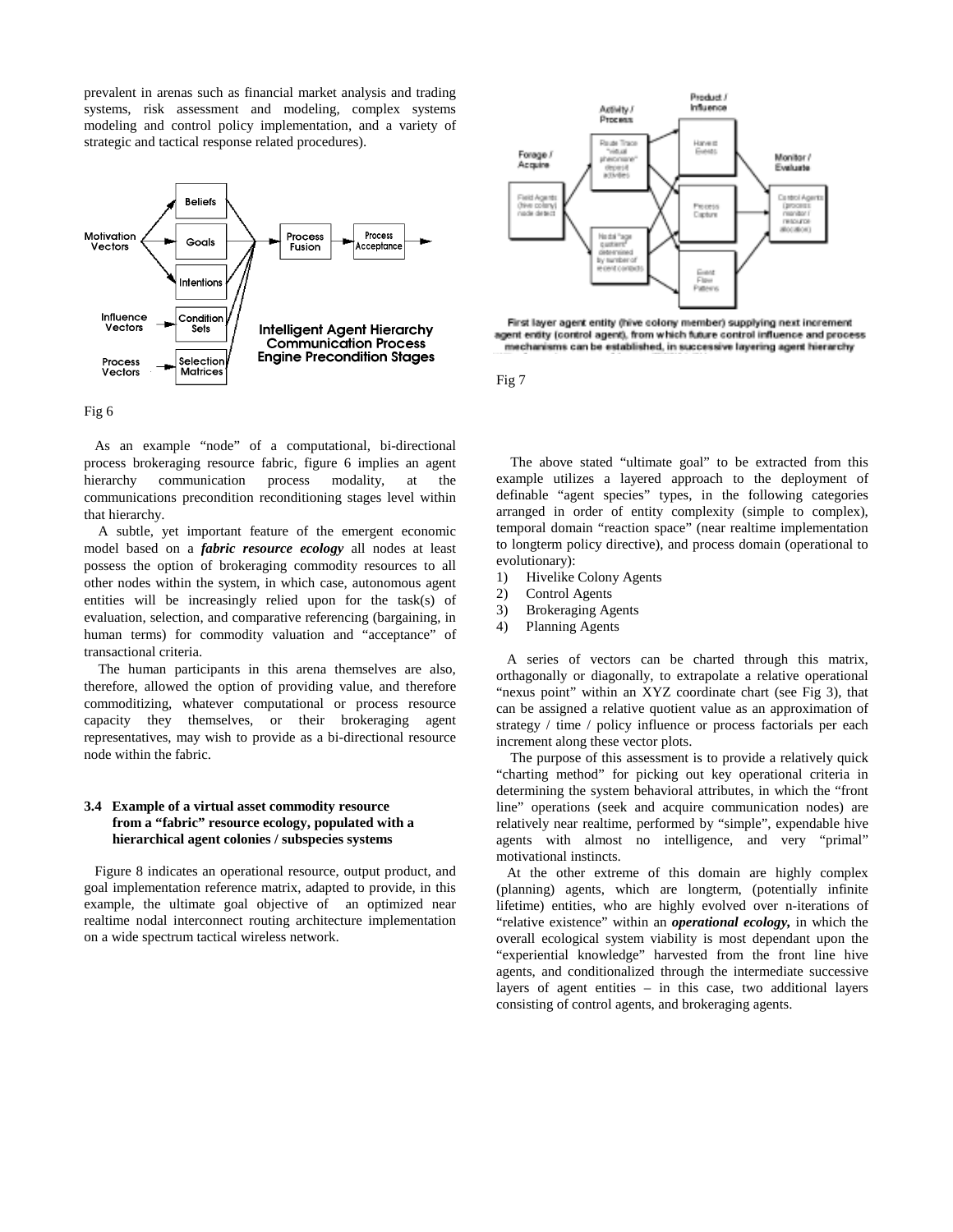prevalent in arenas such as financial market analysis and trading systems, risk assessment and modeling, complex systems modeling and control policy implementation, and a variety of strategic and tactical response related procedures).

Fig 6

As an example "node" of a computational, bi-directional process brokeraging resource fabric, figure 6 implies an agent hierarchy communication process modality, at the communications precondition reconditioning stages level within that hierarchy.

A subtle, yet important feature of the emergent economic model based on a ***fabric resource ecology*** all nodes at least possess the option of brokeraging commodity resources to all other nodes within the system, in which case, autonomous agent entities will be increasingly relied upon for the task(s) of evaluation, selection, and comparative referencing (bargaining, in human terms) for commodity valuation and "acceptance" of transactional criteria.

The human participants in this arena themselves are also, therefore, allowed the option of providing value, and therefore commoditizing, whatever computational or process resource capacity they themselves, or their brokeraging agent representatives, may wish to provide as a bi-directional resource node within the fabric.

### 3.4 Example of a virtual asset commodity resource from a "fabric" resource ecology, populated with a hierarchical agent colonies / subspecies systems

Figure 8 indicates an operational resource, output product, and goal implementation reference matrix, adapted to provide, in this example, the ultimate goal objective of an optimized near realtime nodal interconnect routing architecture implementation on a wide spectrum tactical wireless network.

First layer agent entity (hive colony member) supplying next increment agent entity (control agent), from which future control influence and process mechanisms can be established, in successive layering agent hierarchy

Fig 7

The above stated "ultimate goal" to be extracted from this example utilizes a layered approach to the deployment of definable "agent species" types, in the following categories arranged in order of entity complexity (simple to complex), temporal domain "reaction space" (near realtime implementation to longterm policy directive), and process domain (operational to evolutionary):

1) Hivelike Colony Agents
2) Control Agents
3) Brokeraging Agents
4) Planning Agents

A series of vectors can be charted through this matrix, orthagonally or diagonally, to extrapolate a relative operational "nexus point" within an XYZ coordinate chart (see Fig 3), that can be assigned a relative quotient value as an approximation of strategy / time / policy influence or process factorials per each increment along these vector plots.

The purpose of this assessment is to provide a relatively quick "charting method" for picking out key operational criteria in determining the system behavioral attributes, in which the "front line" operations (seek and acquire communication nodes) are relatively near realtime, performed by "simple", expendable hive agents with almost no intelligence, and very "primal" motivational instincts.

At the other extreme of this domain are highly complex (planning) agents, which are longterm, (potentially infinite lifetime) entities, who are highly evolved over n-iterations of "relative existence" within an ***operational ecology,*** in which the overall ecological system viability is most dependant upon the "experiential knowledge" harvested from the front line hive agents, and conditionalized through the intermediate successive layers of agent entities – in this case, two additional layers consisting of control agents, and brokeraging agents.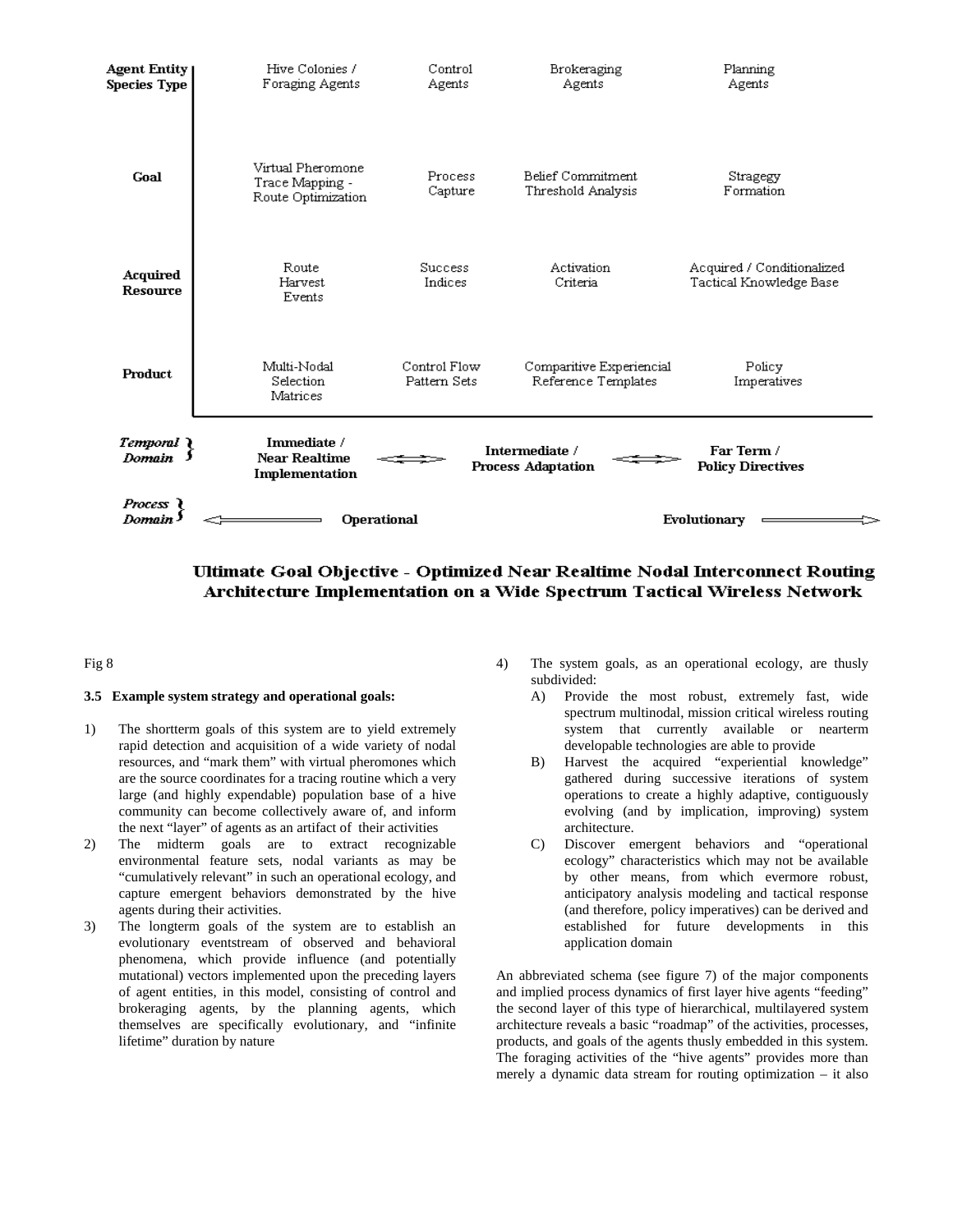| Agent Entity Species Type | Hive Colonies / Foraging Agents | Control Agents | Brokeraging Agents | Planning Agents |
|---|---|---|---|---|
| Goal | Virtual Pheromone Trace Mapping - Route Optimization | Process Capture | Belief Commitment Threshold Analysis | Stragegy Formation |
| Acquired Resource | Route Harvest Events | Success Indices | Activation Criteria | Acquired / Conditionalized Tactical Knowledge Base |
| Product | Multi-Nodal Selection Matrices | Control Flow Pattern Sets | Comparitive Experiencial Reference Templates | Policy Imperatives |

*Temporal Domain* } **Immediate / Near Realtime Implementation** ⟷ **Intermediate / Process Adaptation** ⟷ **Far Term / Policy Directives**

*Process Domain* } ⟸ **Operational** **Evolutionary** ⟹

**Ultimate Goal Objective - Optimized Near Realtime Nodal Interconnect Routing Architecture Implementation on a Wide Spectrum Tactical Wireless Network**

Fig 8

### 3.5 Example system strategy and operational goals:

1) The shortterm goals of this system are to yield extremely rapid detection and acquisition of a wide variety of nodal resources, and "mark them" with virtual pheromones which are the source coordinates for a tracing routine which a very large (and highly expendable) population base of a hive community can become collectively aware of, and inform the next "layer" of agents as an artifact of their activities
2) The midterm goals are to extract recognizable environmental feature sets, nodal variants as may be "cumulatively relevant" in such an operational ecology, and capture emergent behaviors demonstrated by the hive agents during their activities.
3) The longterm goals of the system are to establish an evolutionary eventstream of observed and behavioral phenomena, which provide influence (and potentially mutational) vectors implemented upon the preceding layers of agent entities, in this model, consisting of control and brokeraging agents, by the planning agents, which themselves are specifically evolutionary, and "infinite lifetime" duration by nature
4) The system goals, as an operational ecology, are thusly subdivided:
   A) Provide the most robust, extremely fast, wide spectrum multinodal, mission critical wireless routing system that currently available or nearterm developable technologies are able to provide
   B) Harvest the acquired "experiential knowledge" gathered during successive iterations of system operations to create a highly adaptive, contiguously evolving (and by implication, improving) system architecture.
   C) Discover emergent behaviors and "operational ecology" characteristics which may not be available by other means, from which evermore robust, anticipatory analysis modeling and tactical response (and therefore, policy imperatives) can be derived and established for future developments in this application domain

An abbreviated schema (see figure 7) of the major components and implied process dynamics of first layer hive agents "feeding" the second layer of this type of hierarchical, multilayered system architecture reveals a basic "roadmap" of the activities, processes, products, and goals of the agents thusly embedded in this system. The foraging activities of the "hive agents" provides more than merely a dynamic data stream for routing optimization – it also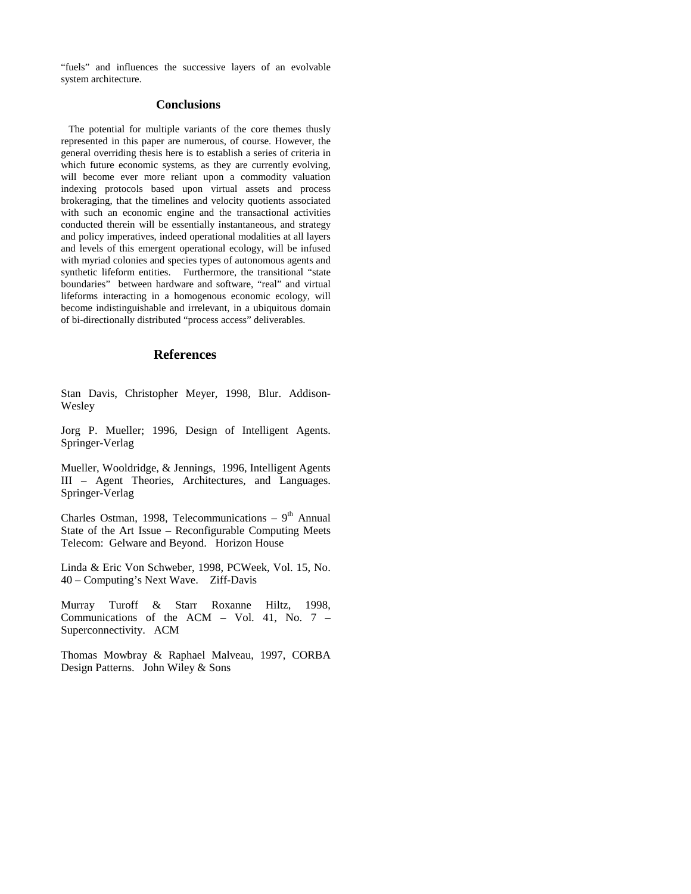"fuels" and influences the successive layers of an evolvable system architecture.

## Conclusions

The potential for multiple variants of the core themes thusly represented in this paper are numerous, of course. However, the general overriding thesis here is to establish a series of criteria in which future economic systems, as they are currently evolving, will become ever more reliant upon a commodity valuation indexing protocols based upon virtual assets and process brokeraging, that the timelines and velocity quotients associated with such an economic engine and the transactional activities conducted therein will be essentially instantaneous, and strategy and policy imperatives, indeed operational modalities at all layers and levels of this emergent operational ecology, will be infused with myriad colonies and species types of autonomous agents and synthetic lifeform entities. Furthermore, the transitional "state boundaries" between hardware and software, "real" and virtual lifeforms interacting in a homogenous economic ecology, will become indistinguishable and irrelevant, in a ubiquitous domain of bi-directionally distributed "process access" deliverables.

## References

Stan Davis, Christopher Meyer, 1998, Blur. Addison-Wesley

Jorg P. Mueller; 1996, Design of Intelligent Agents. Springer-Verlag

Mueller, Wooldridge, & Jennings, 1996, Intelligent Agents III – Agent Theories, Architectures, and Languages. Springer-Verlag

Charles Ostman, 1998, Telecommunications – 9th Annual State of the Art Issue – Reconfigurable Computing Meets Telecom: Gelware and Beyond. Horizon House

Linda & Eric Von Schweber, 1998, PCWeek, Vol. 15, No. 40 – Computing's Next Wave. Ziff-Davis

Murray Turoff & Starr Roxanne Hiltz, 1998, Communications of the ACM – Vol. 41, No. 7 – Superconnectivity. ACM

Thomas Mowbray & Raphael Malveau, 1997, CORBA Design Patterns. John Wiley & Sons